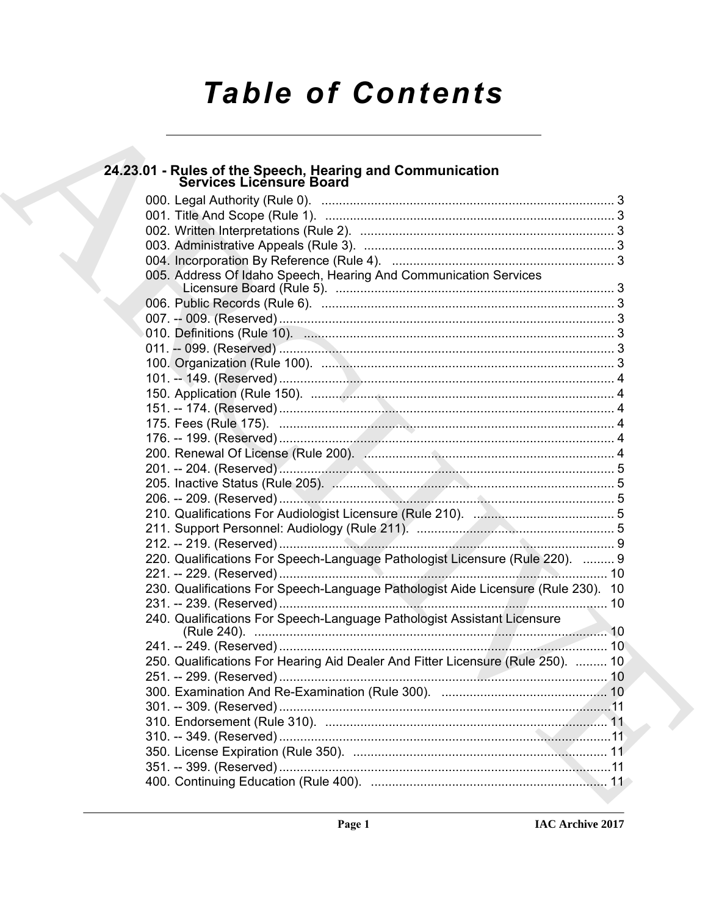# Table of Contents

## 24.23.01 - Rules of the Speech, Hearing and Communication Services Licensure Board

000. Legal Authority (Rule 0). ... 3
001. Title And Scope (Rule 1). ... 3
002. Written Interpretations (Rule 2). ... 3
003. Administrative Appeals (Rule 3). ... 3
004. Incorporation By Reference (Rule 4). ... 3
005. Address Of Idaho Speech, Hearing And Communication Services Licensure Board (Rule 5). ... 3
006. Public Records (Rule 6). ... 3
007. -- 009. (Reserved) ... 3
010. Definitions (Rule 10). ... 3
011. -- 099. (Reserved) ... 3
100. Organization (Rule 100). ... 3
101. -- 149. (Reserved) ... 4
150. Application (Rule 150). ... 4
151. -- 174. (Reserved) ... 4
175. Fees (Rule 175). ... 4
176. -- 199. (Reserved) ... 4
200. Renewal Of License (Rule 200). ... 4
201. -- 204. (Reserved) ... 5
205. Inactive Status (Rule 205). ... 5
206. -- 209. (Reserved) ... 5
210. Qualifications For Audiologist Licensure (Rule 210). ... 5
211. Support Personnel: Audiology (Rule 211). ... 5
212. -- 219. (Reserved) ... 9
220. Qualifications For Speech-Language Pathologist Licensure (Rule 220). ... 9
221. -- 229. (Reserved) ... 10
230. Qualifications For Speech-Language Pathologist Aide Licensure (Rule 230). 10
231. -- 239. (Reserved) ... 10
240. Qualifications For Speech-Language Pathologist Assistant Licensure (Rule 240). ... 10
241. -- 249. (Reserved) ... 10
250. Qualifications For Hearing Aid Dealer And Fitter Licensure (Rule 250). ... 10
251. -- 299. (Reserved) ... 10
300. Examination And Re-Examination (Rule 300). ... 10
301. -- 309. (Reserved) ... 11
310. Endorsement (Rule 310). ... 11
310. -- 349. (Reserved) ... 11
350. License Expiration (Rule 350). ... 11
351. -- 399. (Reserved) ... 11
400. Continuing Education (Rule 400). ... 11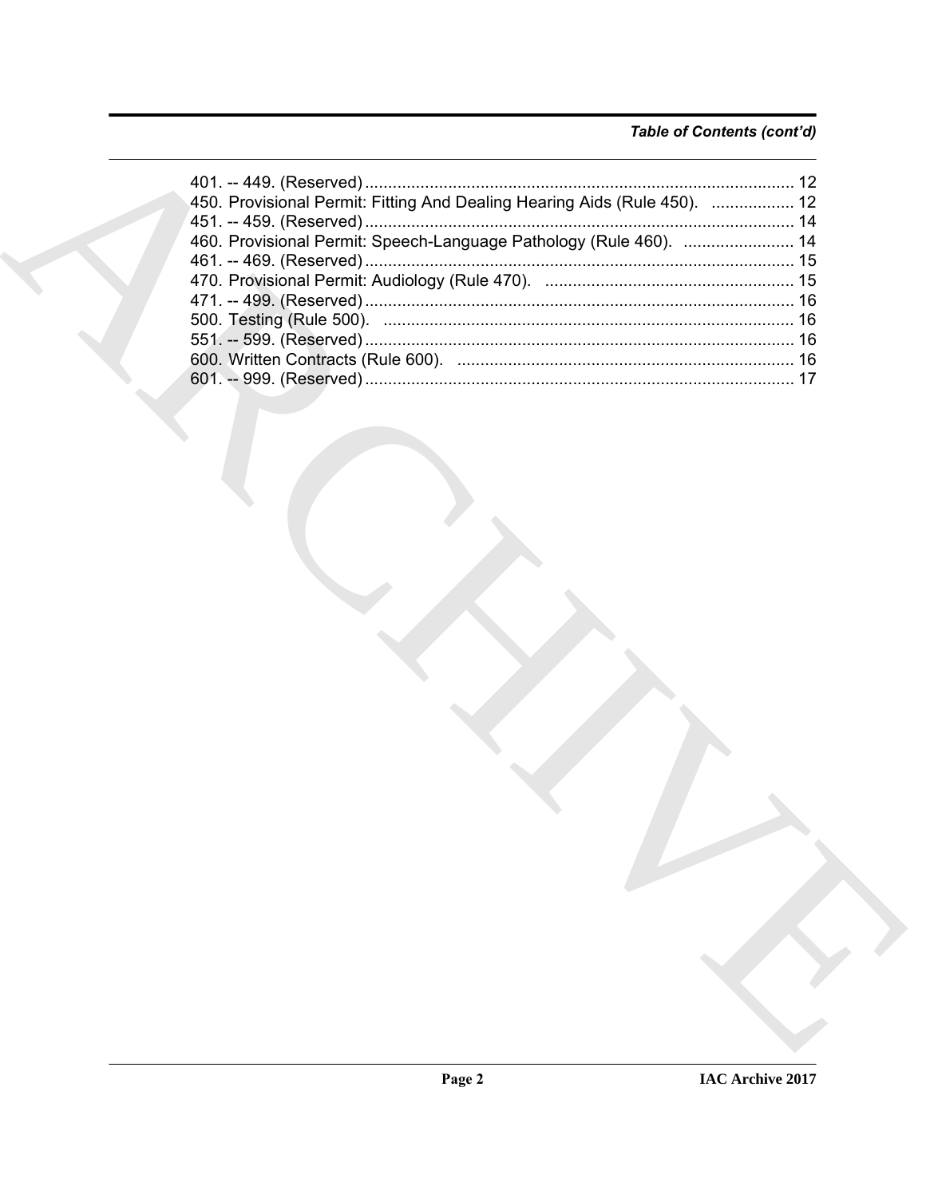*Table of Contents (cont'd)*

401. -- 449. (Reserved) ............................................................................................ 12
450. Provisional Permit: Fitting And Dealing Hearing Aids (Rule 450). .................. 12
451. -- 459. (Reserved) ............................................................................................ 14
460. Provisional Permit: Speech-Language Pathology (Rule 460). ........................ 14
461. -- 469. (Reserved) ............................................................................................ 15
470. Provisional Permit: Audiology (Rule 470). ...................................................... 15
471. -- 499. (Reserved) ............................................................................................ 16
500. Testing (Rule 500). ......................................................................................... 16
551. -- 599. (Reserved) ............................................................................................ 16
600. Written Contracts (Rule 600). ......................................................................... 16
601. -- 999. (Reserved) ............................................................................................ 17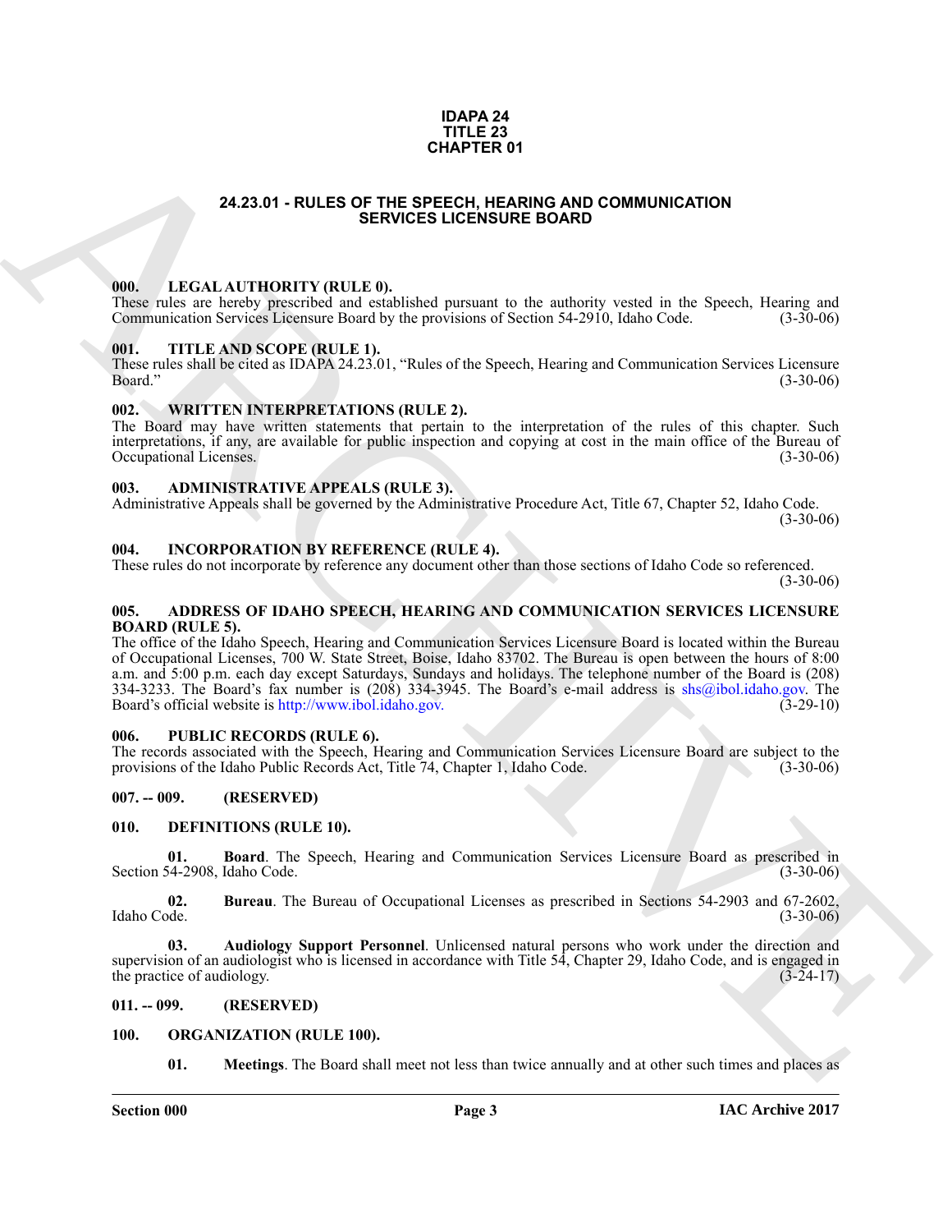**IDAPA 24**
**TITLE 23**
**CHAPTER 01**

# 24.23.01 - RULES OF THE SPEECH, HEARING AND COMMUNICATION SERVICES LICENSURE BOARD

## 000. LEGAL AUTHORITY (RULE 0).

These rules are hereby prescribed and established pursuant to the authority vested in the Speech, Hearing and Communication Services Licensure Board by the provisions of Section 54-2910, Idaho Code. (3-30-06)

## 001. TITLE AND SCOPE (RULE 1).

These rules shall be cited as IDAPA 24.23.01, "Rules of the Speech, Hearing and Communication Services Licensure Board." (3-30-06)

## 002. WRITTEN INTERPRETATIONS (RULE 2).

The Board may have written statements that pertain to the interpretation of the rules of this chapter. Such interpretations, if any, are available for public inspection and copying at cost in the main office of the Bureau of Occupational Licenses. (3-30-06)

## 003. ADMINISTRATIVE APPEALS (RULE 3).

Administrative Appeals shall be governed by the Administrative Procedure Act, Title 67, Chapter 52, Idaho Code. (3-30-06)

## 004. INCORPORATION BY REFERENCE (RULE 4).

These rules do not incorporate by reference any document other than those sections of Idaho Code so referenced. (3-30-06)

## 005. ADDRESS OF IDAHO SPEECH, HEARING AND COMMUNICATION SERVICES LICENSURE BOARD (RULE 5).

The office of the Idaho Speech, Hearing and Communication Services Licensure Board is located within the Bureau of Occupational Licenses, 700 W. State Street, Boise, Idaho 83702. The Bureau is open between the hours of 8:00 a.m. and 5:00 p.m. each day except Saturdays, Sundays and holidays. The telephone number of the Board is (208) 334-3233. The Board's fax number is (208) 334-3945. The Board's e-mail address is shs@ibol.idaho.gov. The Board's official website is http://www.ibol.idaho.gov. (3-29-10)

## 006. PUBLIC RECORDS (RULE 6).

The records associated with the Speech, Hearing and Communication Services Licensure Board are subject to the provisions of the Idaho Public Records Act, Title 74, Chapter 1, Idaho Code. (3-30-06)

## 007. -- 009. (RESERVED)

## 010. DEFINITIONS (RULE 10).

**01. Board**. The Speech, Hearing and Communication Services Licensure Board as prescribed in Section 54-2908, Idaho Code. (3-30-06)

**02. Bureau**. The Bureau of Occupational Licenses as prescribed in Sections 54-2903 and 67-2602, Idaho Code. (3-30-06)

**03. Audiology Support Personnel**. Unlicensed natural persons who work under the direction and supervision of an audiologist who is licensed in accordance with Title 54, Chapter 29, Idaho Code, and is engaged in the practice of audiology. (3-24-17)

## 011. -- 099. (RESERVED)

## 100. ORGANIZATION (RULE 100).

**01. Meetings**. The Board shall meet not less than twice annually and at other such times and places as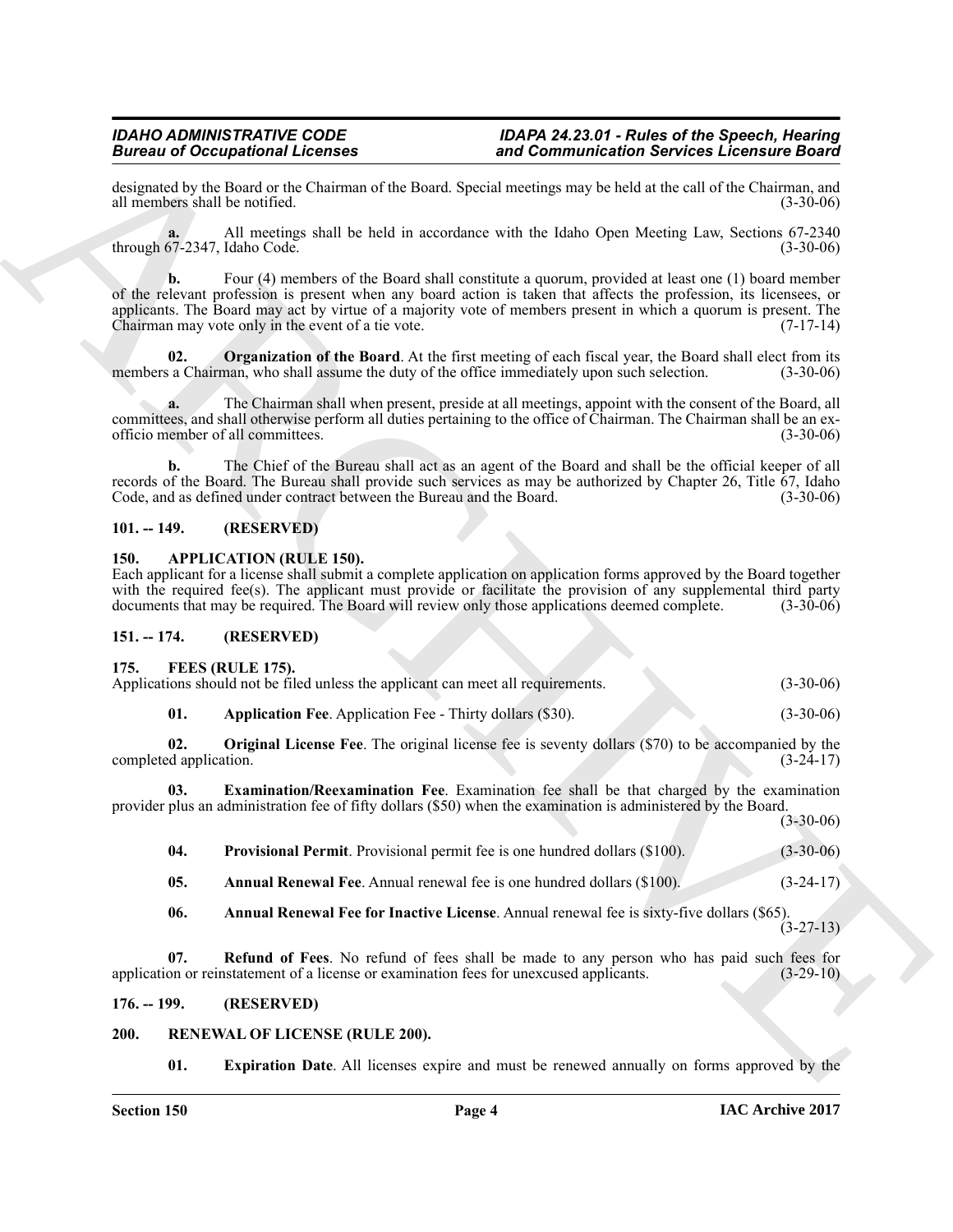designated by the Board or the Chairman of the Board. Special meetings may be held at the call of the Chairman, and all members shall be notified. (3-30-06)

**a.** All meetings shall be held in accordance with the Idaho Open Meeting Law, Sections 67-2340 through 67-2347, Idaho Code. (3-30-06)

**b.** Four (4) members of the Board shall constitute a quorum, provided at least one (1) board member of the relevant profession is present when any board action is taken that affects the profession, its licensees, or applicants. The Board may act by virtue of a majority vote of members present in which a quorum is present. The Chairman may vote only in the event of a tie vote. (7-17-14)

**02. Organization of the Board**. At the first meeting of each fiscal year, the Board shall elect from its members a Chairman, who shall assume the duty of the office immediately upon such selection. (3-30-06)

**a.** The Chairman shall when present, preside at all meetings, appoint with the consent of the Board, all committees, and shall otherwise perform all duties pertaining to the office of Chairman. The Chairman shall be an ex-officio member of all committees. (3-30-06)

**b.** The Chief of the Bureau shall act as an agent of the Board and shall be the official keeper of all records of the Board. The Bureau shall provide such services as may be authorized by Chapter 26, Title 67, Idaho Code, and as defined under contract between the Bureau and the Board. (3-30-06)

## 101. -- 149. (RESERVED)

## 150. APPLICATION (RULE 150).

Each applicant for a license shall submit a complete application on application forms approved by the Board together with the required fee(s). The applicant must provide or facilitate the provision of any supplemental third party documents that may be required. The Board will review only those applications deemed complete. (3-30-06)

## 151. -- 174. (RESERVED)

## 175. FEES (RULE 175).

Applications should not be filed unless the applicant can meet all requirements. (3-30-06)

**01. Application Fee**. Application Fee - Thirty dollars ($30). (3-30-06)

**02. Original License Fee**. The original license fee is seventy dollars ($70) to be accompanied by the completed application. (3-24-17)

**03. Examination/Reexamination Fee**. Examination fee shall be that charged by the examination provider plus an administration fee of fifty dollars ($50) when the examination is administered by the Board. (3-30-06)

**04. Provisional Permit**. Provisional permit fee is one hundred dollars ($100). (3-30-06)

**05. Annual Renewal Fee**. Annual renewal fee is one hundred dollars ($100). (3-24-17)

**06. Annual Renewal Fee for Inactive License**. Annual renewal fee is sixty-five dollars ($65). (3-27-13)

**07. Refund of Fees**. No refund of fees shall be made to any person who has paid such fees for application or reinstatement of a license or examination fees for unexcused applicants. (3-29-10)

## 176. -- 199. (RESERVED)

## 200. RENEWAL OF LICENSE (RULE 200).

**01. Expiration Date**. All licenses expire and must be renewed annually on forms approved by the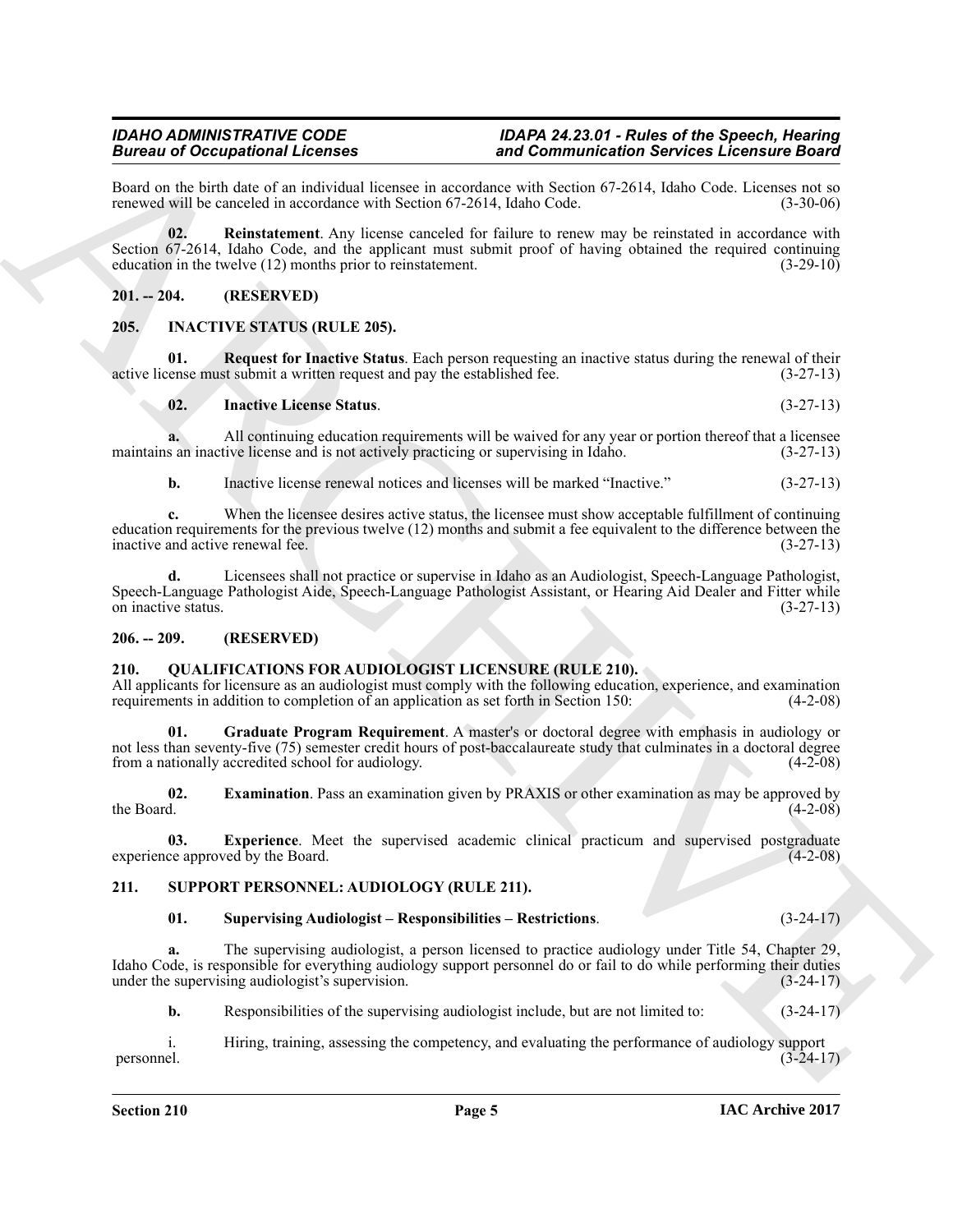Board on the birth date of an individual licensee in accordance with Section 67-2614, Idaho Code. Licenses not so renewed will be canceled in accordance with Section 67-2614, Idaho Code. (3-30-06)

**02. Reinstatement**. Any license canceled for failure to renew may be reinstated in accordance with Section 67-2614, Idaho Code, and the applicant must submit proof of having obtained the required continuing education in the twelve (12) months prior to reinstatement. (3-29-10)

## 201. -- 204. (RESERVED)

## 205. INACTIVE STATUS (RULE 205).

**01. Request for Inactive Status**. Each person requesting an inactive status during the renewal of their active license must submit a written request and pay the established fee. (3-27-13)

**02. Inactive License Status**. (3-27-13)

**a.** All continuing education requirements will be waived for any year or portion thereof that a licensee maintains an inactive license and is not actively practicing or supervising in Idaho. (3-27-13)

**b.** Inactive license renewal notices and licenses will be marked "Inactive." (3-27-13)

**c.** When the licensee desires active status, the licensee must show acceptable fulfillment of continuing education requirements for the previous twelve (12) months and submit a fee equivalent to the difference between the inactive and active renewal fee. (3-27-13)

**d.** Licensees shall not practice or supervise in Idaho as an Audiologist, Speech-Language Pathologist, Speech-Language Pathologist Aide, Speech-Language Pathologist Assistant, or Hearing Aid Dealer and Fitter while on inactive status. (3-27-13)

## 206. -- 209. (RESERVED)

## 210. QUALIFICATIONS FOR AUDIOLOGIST LICENSURE (RULE 210).

All applicants for licensure as an audiologist must comply with the following education, experience, and examination requirements in addition to completion of an application as set forth in Section 150: (4-2-08)

**01. Graduate Program Requirement**. A master's or doctoral degree with emphasis in audiology or not less than seventy-five (75) semester credit hours of post-baccalaureate study that culminates in a doctoral degree from a nationally accredited school for audiology. (4-2-08)

**02. Examination**. Pass an examination given by PRAXIS or other examination as may be approved by the Board. (4-2-08)

**03. Experience**. Meet the supervised academic clinical practicum and supervised postgraduate experience approved by the Board. (4-2-08)

## 211. SUPPORT PERSONNEL: AUDIOLOGY (RULE 211).

**01. Supervising Audiologist – Responsibilities – Restrictions**. (3-24-17)

**a.** The supervising audiologist, a person licensed to practice audiology under Title 54, Chapter 29, Idaho Code, is responsible for everything audiology support personnel do or fail to do while performing their duties under the supervising audiologist's supervision. (3-24-17)

**b.** Responsibilities of the supervising audiologist include, but are not limited to: (3-24-17)

i. Hiring, training, assessing the competency, and evaluating the performance of audiology support personnel. (3-24-17)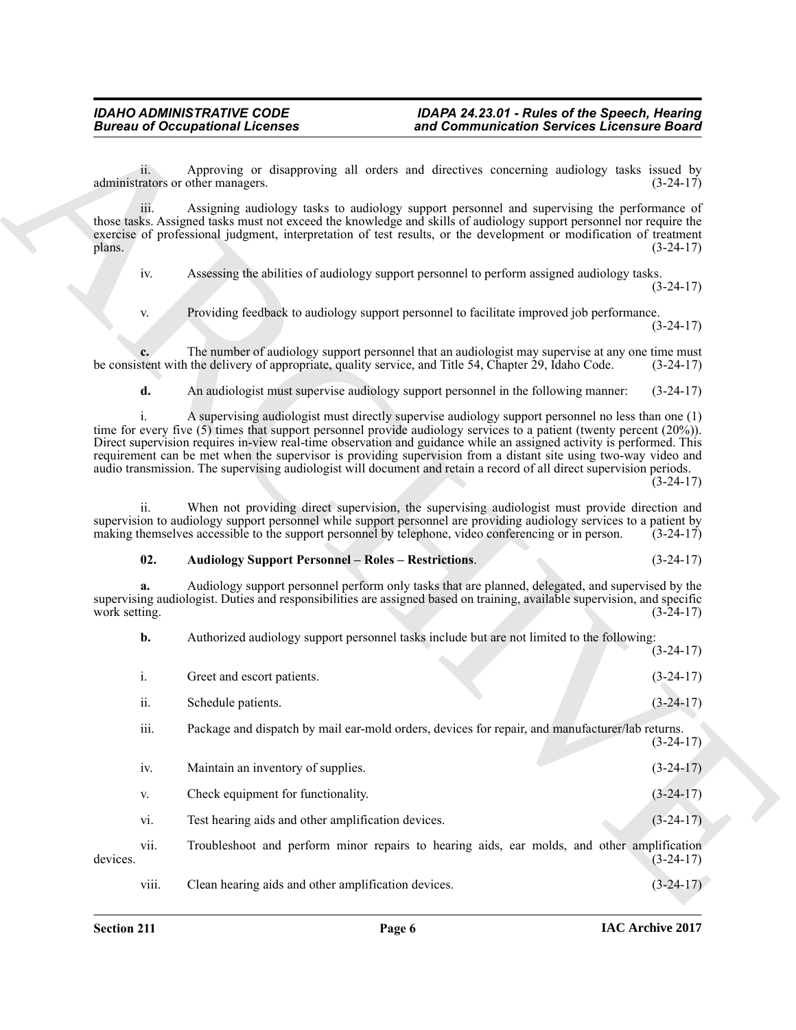ii. Approving or disapproving all orders and directives concerning audiology tasks issued by administrators or other managers. (3-24-17)

iii. Assigning audiology tasks to audiology support personnel and supervising the performance of those tasks. Assigned tasks must not exceed the knowledge and skills of audiology support personnel nor require the exercise of professional judgment, interpretation of test results, or the development or modification of treatment plans. (3-24-17)

iv. Assessing the abilities of audiology support personnel to perform assigned audiology tasks. (3-24-17)

v. Providing feedback to audiology support personnel to facilitate improved job performance. (3-24-17)

**c.** The number of audiology support personnel that an audiologist may supervise at any one time must be consistent with the delivery of appropriate, quality service, and Title 54, Chapter 29, Idaho Code. (3-24-17)

**d.** An audiologist must supervise audiology support personnel in the following manner: (3-24-17)

i. A supervising audiologist must directly supervise audiology support personnel no less than one (1) time for every five (5) times that support personnel provide audiology services to a patient (twenty percent (20%)). Direct supervision requires in-view real-time observation and guidance while an assigned activity is performed. This requirement can be met when the supervisor is providing supervision from a distant site using two-way video and audio transmission. The supervising audiologist will document and retain a record of all direct supervision periods. (3-24-17)

ii. When not providing direct supervision, the supervising audiologist must provide direction and supervision to audiology support personnel while support personnel are providing audiology services to a patient by making themselves accessible to the support personnel by telephone, video conferencing or in person. (3-24-17)

**02. Audiology Support Personnel – Roles – Restrictions**. (3-24-17)

**a.** Audiology support personnel perform only tasks that are planned, delegated, and supervised by the supervising audiologist. Duties and responsibilities are assigned based on training, available supervision, and specific work setting. (3-24-17)

**b.** Authorized audiology support personnel tasks include but are not limited to the following: (3-24-17)

i. Greet and escort patients. (3-24-17)

ii. Schedule patients. (3-24-17)

iii. Package and dispatch by mail ear-mold orders, devices for repair, and manufacturer/lab returns. (3-24-17)

iv. Maintain an inventory of supplies. (3-24-17)

v. Check equipment for functionality. (3-24-17)

vi. Test hearing aids and other amplification devices. (3-24-17)

vii. Troubleshoot and perform minor repairs to hearing aids, ear molds, and other amplification devices. (3-24-17)

viii. Clean hearing aids and other amplification devices. (3-24-17)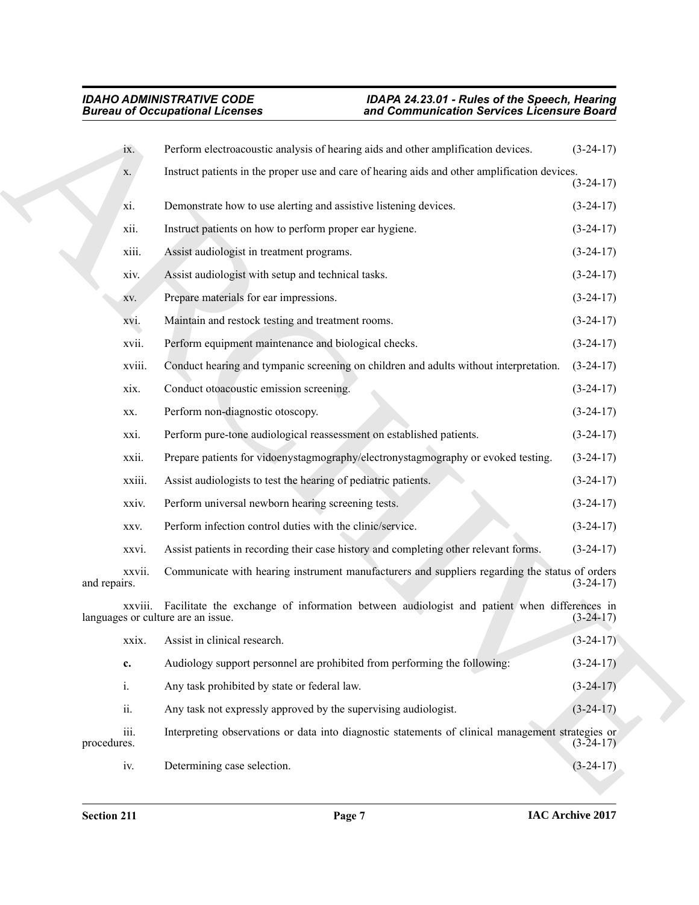ix. Perform electroacoustic analysis of hearing aids and other amplification devices. (3-24-17)

x. Instruct patients in the proper use and care of hearing aids and other amplification devices. (3-24-17)

xi. Demonstrate how to use alerting and assistive listening devices. (3-24-17)

xii. Instruct patients on how to perform proper ear hygiene. (3-24-17)

xiii. Assist audiologist in treatment programs. (3-24-17)

xiv. Assist audiologist with setup and technical tasks. (3-24-17)

xv. Prepare materials for ear impressions. (3-24-17)

xvi. Maintain and restock testing and treatment rooms. (3-24-17)

xvii. Perform equipment maintenance and biological checks. (3-24-17)

xviii. Conduct hearing and tympanic screening on children and adults without interpretation. (3-24-17)

xix. Conduct otoacoustic emission screening. (3-24-17)

xx. Perform non-diagnostic otoscopy. (3-24-17)

xxi. Perform pure-tone audiological reassessment on established patients. (3-24-17)

xxii. Prepare patients for vidoenystagmography/electronystagmography or evoked testing. (3-24-17)

xxiii. Assist audiologists to test the hearing of pediatric patients. (3-24-17)

xxiv. Perform universal newborn hearing screening tests. (3-24-17)

xxv. Perform infection control duties with the clinic/service. (3-24-17)

xxvi. Assist patients in recording their case history and completing other relevant forms. (3-24-17)

xxvii. Communicate with hearing instrument manufacturers and suppliers regarding the status of orders and repairs. (3-24-17)

xxviii. Facilitate the exchange of information between audiologist and patient when differences in languages or culture are an issue. (3-24-17)

xxix. Assist in clinical research. (3-24-17)

**c.** Audiology support personnel are prohibited from performing the following: (3-24-17)

i. Any task prohibited by state or federal law. (3-24-17)

ii. Any task not expressly approved by the supervising audiologist. (3-24-17)

iii. Interpreting observations or data into diagnostic statements of clinical management strategies or procedures. (3-24-17)

iv. Determining case selection. (3-24-17)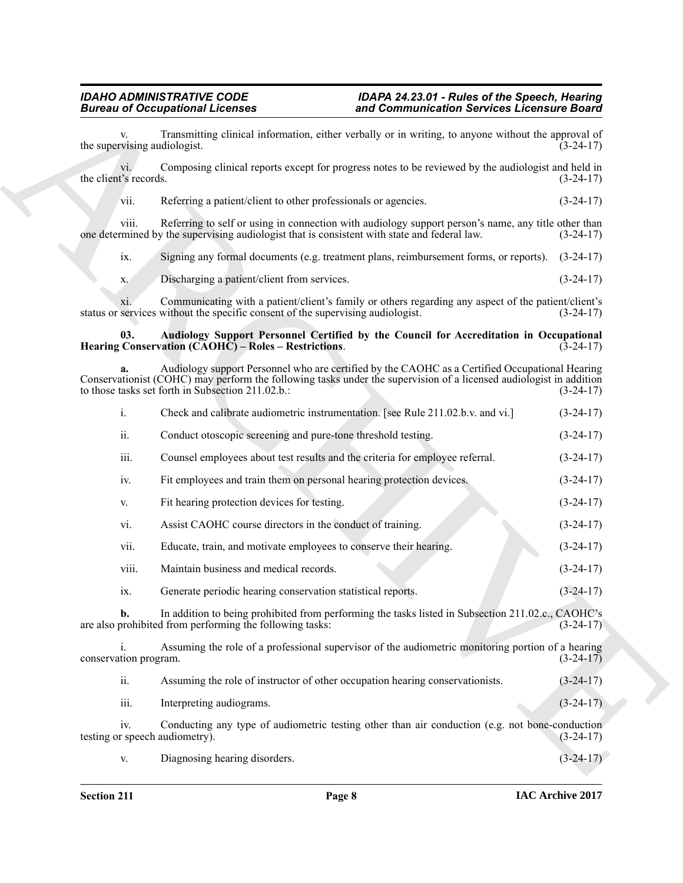v. Transmitting clinical information, either verbally or in writing, to anyone without the approval of the supervising audiologist. (3-24-17)

vi. Composing clinical reports except for progress notes to be reviewed by the audiologist and held in the client's records. (3-24-17)

vii. Referring a patient/client to other professionals or agencies. (3-24-17)

viii. Referring to self or using in connection with audiology support person's name, any title other than one determined by the supervising audiologist that is consistent with state and federal law. (3-24-17)

ix. Signing any formal documents (e.g. treatment plans, reimbursement forms, or reports). (3-24-17)

x. Discharging a patient/client from services. (3-24-17)

xi. Communicating with a patient/client's family or others regarding any aspect of the patient/client's status or services without the specific consent of the supervising audiologist. (3-24-17)

**03. Audiology Support Personnel Certified by the Council for Accreditation in Occupational Hearing Conservation (CAOHC) – Roles – Restrictions**. (3-24-17)

**a.** Audiology support Personnel who are certified by the CAOHC as a Certified Occupational Hearing Conservationist (COHC) may perform the following tasks under the supervision of a licensed audiologist in addition to those tasks set forth in Subsection 211.02.b.: (3-24-17)

i. Check and calibrate audiometric instrumentation. [see Rule 211.02.b.v. and vi.] (3-24-17)

ii. Conduct otoscopic screening and pure-tone threshold testing. (3-24-17)

iii. Counsel employees about test results and the criteria for employee referral. (3-24-17)

iv. Fit employees and train them on personal hearing protection devices. (3-24-17)

v. Fit hearing protection devices for testing. (3-24-17)

vi. Assist CAOHC course directors in the conduct of training. (3-24-17)

vii. Educate, train, and motivate employees to conserve their hearing. (3-24-17)

viii. Maintain business and medical records. (3-24-17)

ix. Generate periodic hearing conservation statistical reports. (3-24-17)

**b.** In addition to being prohibited from performing the tasks listed in Subsection 211.02.c., CAOHC's are also prohibited from performing the following tasks: (3-24-17)

i. Assuming the role of a professional supervisor of the audiometric monitoring portion of a hearing conservation program. (3-24-17)

ii. Assuming the role of instructor of other occupation hearing conservationists. (3-24-17)

iii. Interpreting audiograms. (3-24-17)

iv. Conducting any type of audiometric testing other than air conduction (e.g. not bone-conduction testing or speech audiometry). (3-24-17)

v. Diagnosing hearing disorders. (3-24-17)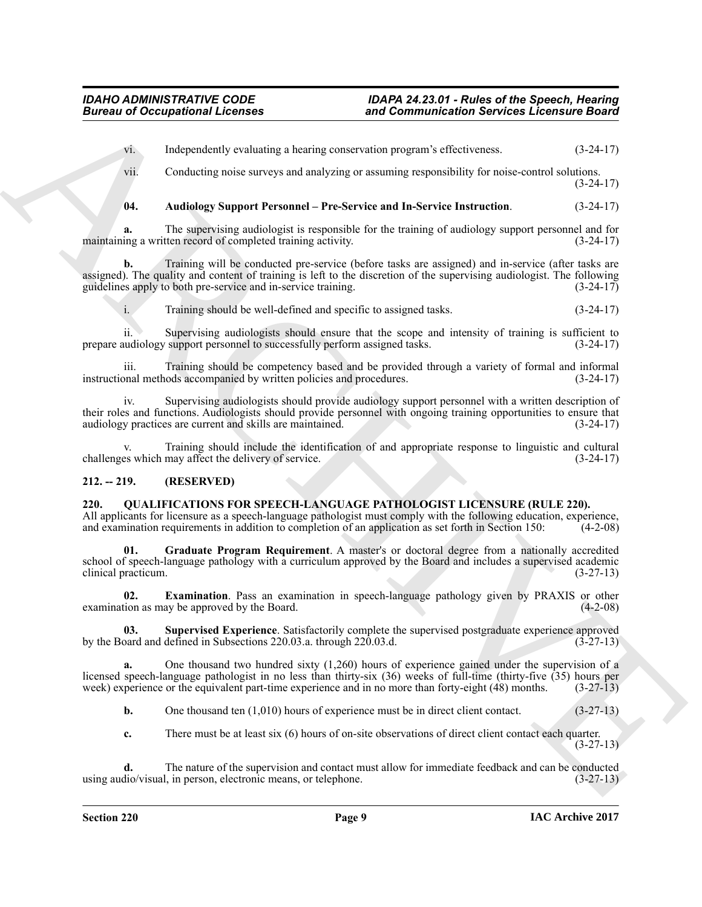vi. Independently evaluating a hearing conservation program's effectiveness. (3-24-17)

vii. Conducting noise surveys and analyzing or assuming responsibility for noise-control solutions. (3-24-17)

**04. Audiology Support Personnel – Pre-Service and In-Service Instruction**. (3-24-17)

**a.** The supervising audiologist is responsible for the training of audiology support personnel and for maintaining a written record of completed training activity. (3-24-17)

**b.** Training will be conducted pre-service (before tasks are assigned) and in-service (after tasks are assigned). The quality and content of training is left to the discretion of the supervising audiologist. The following guidelines apply to both pre-service and in-service training. (3-24-17)

i. Training should be well-defined and specific to assigned tasks. (3-24-17)

ii. Supervising audiologists should ensure that the scope and intensity of training is sufficient to prepare audiology support personnel to successfully perform assigned tasks. (3-24-17)

iii. Training should be competency based and be provided through a variety of formal and informal instructional methods accompanied by written policies and procedures. (3-24-17)

iv. Supervising audiologists should provide audiology support personnel with a written description of their roles and functions. Audiologists should provide personnel with ongoing training opportunities to ensure that audiology practices are current and skills are maintained. (3-24-17)

v. Training should include the identification of and appropriate response to linguistic and cultural challenges which may affect the delivery of service. (3-24-17)

## 212. -- 219. (RESERVED)

## 220. QUALIFICATIONS FOR SPEECH-LANGUAGE PATHOLOGIST LICENSURE (RULE 220).

All applicants for licensure as a speech-language pathologist must comply with the following education, experience, and examination requirements in addition to completion of an application as set forth in Section 150: (4-2-08)

**01. Graduate Program Requirement**. A master's or doctoral degree from a nationally accredited school of speech-language pathology with a curriculum approved by the Board and includes a supervised academic clinical practicum. (3-27-13)

**02. Examination**. Pass an examination in speech-language pathology given by PRAXIS or other examination as may be approved by the Board. (4-2-08)

**03. Supervised Experience**. Satisfactorily complete the supervised postgraduate experience approved by the Board and defined in Subsections 220.03.a. through 220.03.d. (3-27-13)

**a.** One thousand two hundred sixty (1,260) hours of experience gained under the supervision of a licensed speech-language pathologist in no less than thirty-six (36) weeks of full-time (thirty-five (35) hours per week) experience or the equivalent part-time experience and in no more than forty-eight (48) months. (3-27-13)

**b.** One thousand ten (1,010) hours of experience must be in direct client contact. (3-27-13)

**c.** There must be at least six (6) hours of on-site observations of direct client contact each quarter. (3-27-13)

**d.** The nature of the supervision and contact must allow for immediate feedback and can be conducted using audio/visual, in person, electronic means, or telephone. (3-27-13)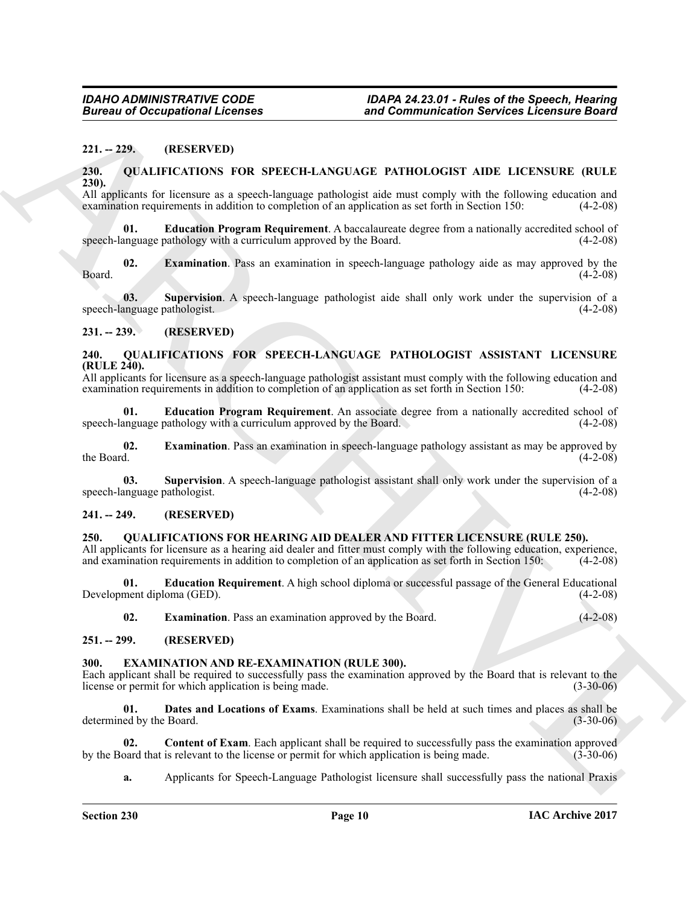**221. -- 229. (RESERVED)**

**230. QUALIFICATIONS FOR SPEECH-LANGUAGE PATHOLOGIST AIDE LICENSURE (RULE 230).**

All applicants for licensure as a speech-language pathologist aide must comply with the following education and examination requirements in addition to completion of an application as set forth in Section 150: (4-2-08)

**01. Education Program Requirement**. A baccalaureate degree from a nationally accredited school of speech-language pathology with a curriculum approved by the Board. (4-2-08)

**02. Examination**. Pass an examination in speech-language pathology aide as may approved by the Board. (4-2-08)

**03. Supervision**. A speech-language pathologist aide shall only work under the supervision of a speech-language pathologist. (4-2-08)

**231. -- 239. (RESERVED)**

**240. QUALIFICATIONS FOR SPEECH-LANGUAGE PATHOLOGIST ASSISTANT LICENSURE (RULE 240).**

All applicants for licensure as a speech-language pathologist assistant must comply with the following education and examination requirements in addition to completion of an application as set forth in Section 150: (4-2-08)

**01. Education Program Requirement**. An associate degree from a nationally accredited school of speech-language pathology with a curriculum approved by the Board. (4-2-08)

**02. Examination**. Pass an examination in speech-language pathology assistant as may be approved by the Board. (4-2-08)

**03. Supervision**. A speech-language pathologist assistant shall only work under the supervision of a speech-language pathologist. (4-2-08)

**241. -- 249. (RESERVED)**

**250. QUALIFICATIONS FOR HEARING AID DEALER AND FITTER LICENSURE (RULE 250).**

All applicants for licensure as a hearing aid dealer and fitter must comply with the following education, experience, and examination requirements in addition to completion of an application as set forth in Section 150: (4-2-08)

**01. Education Requirement**. A high school diploma or successful passage of the General Educational Development diploma (GED). (4-2-08)

**02. Examination**. Pass an examination approved by the Board. (4-2-08)

**251. -- 299. (RESERVED)**

**300. EXAMINATION AND RE-EXAMINATION (RULE 300).**

Each applicant shall be required to successfully pass the examination approved by the Board that is relevant to the license or permit for which application is being made. (3-30-06)

**01. Dates and Locations of Exams**. Examinations shall be held at such times and places as shall be determined by the Board. (3-30-06)

**02. Content of Exam**. Each applicant shall be required to successfully pass the examination approved by the Board that is relevant to the license or permit for which application is being made. (3-30-06)

**a.** Applicants for Speech-Language Pathologist licensure shall successfully pass the national Praxis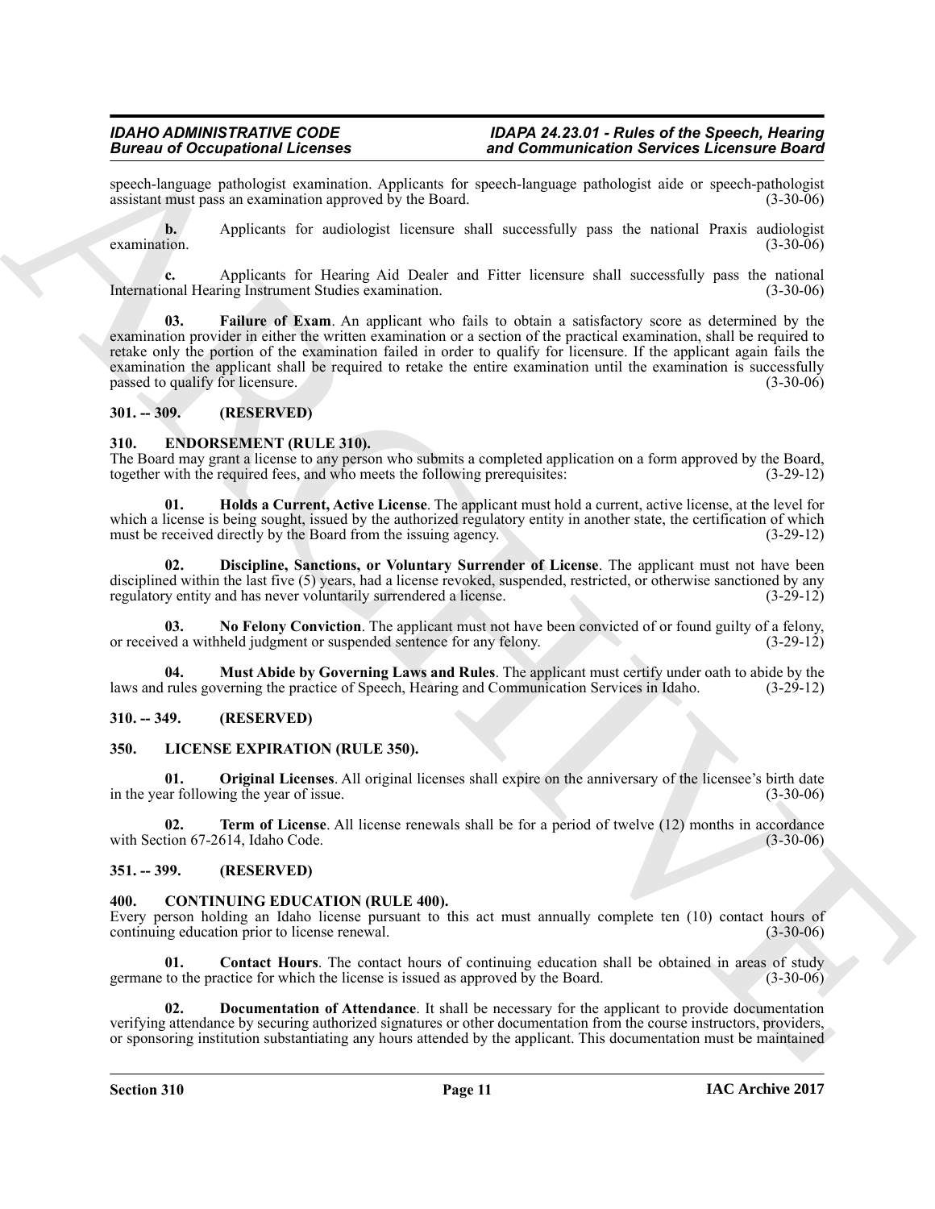speech-language pathologist examination. Applicants for speech-language pathologist aide or speech-pathologist assistant must pass an examination approved by the Board. (3-30-06)

**b.** Applicants for audiologist licensure shall successfully pass the national Praxis audiologist examination. (3-30-06)

**c.** Applicants for Hearing Aid Dealer and Fitter licensure shall successfully pass the national International Hearing Instrument Studies examination. (3-30-06)

**03. Failure of Exam**. An applicant who fails to obtain a satisfactory score as determined by the examination provider in either the written examination or a section of the practical examination, shall be required to retake only the portion of the examination failed in order to qualify for licensure. If the applicant again fails the examination the applicant shall be required to retake the entire examination until the examination is successfully passed to qualify for licensure. (3-30-06)

## 301. -- 309. (RESERVED)

## 310. ENDORSEMENT (RULE 310).

The Board may grant a license to any person who submits a completed application on a form approved by the Board, together with the required fees, and who meets the following prerequisites: (3-29-12)

**01. Holds a Current, Active License**. The applicant must hold a current, active license, at the level for which a license is being sought, issued by the authorized regulatory entity in another state, the certification of which must be received directly by the Board from the issuing agency. (3-29-12)

**02. Discipline, Sanctions, or Voluntary Surrender of License**. The applicant must not have been disciplined within the last five (5) years, had a license revoked, suspended, restricted, or otherwise sanctioned by any regulatory entity and has never voluntarily surrendered a license. (3-29-12)

**03. No Felony Conviction**. The applicant must not have been convicted of or found guilty of a felony, or received a withheld judgment or suspended sentence for any felony. (3-29-12)

**04. Must Abide by Governing Laws and Rules**. The applicant must certify under oath to abide by the laws and rules governing the practice of Speech, Hearing and Communication Services in Idaho. (3-29-12)

## 310. -- 349. (RESERVED)

## 350. LICENSE EXPIRATION (RULE 350).

**01. Original Licenses**. All original licenses shall expire on the anniversary of the licensee's birth date in the year following the year of issue. (3-30-06)

**02. Term of License**. All license renewals shall be for a period of twelve (12) months in accordance with Section 67-2614, Idaho Code. (3-30-06)

## 351. -- 399. (RESERVED)

## 400. CONTINUING EDUCATION (RULE 400).

Every person holding an Idaho license pursuant to this act must annually complete ten (10) contact hours of continuing education prior to license renewal. (3-30-06)

**01. Contact Hours**. The contact hours of continuing education shall be obtained in areas of study germane to the practice for which the license is issued as approved by the Board. (3-30-06)

**02. Documentation of Attendance**. It shall be necessary for the applicant to provide documentation verifying attendance by securing authorized signatures or other documentation from the course instructors, providers, or sponsoring institution substantiating any hours attended by the applicant. This documentation must be maintained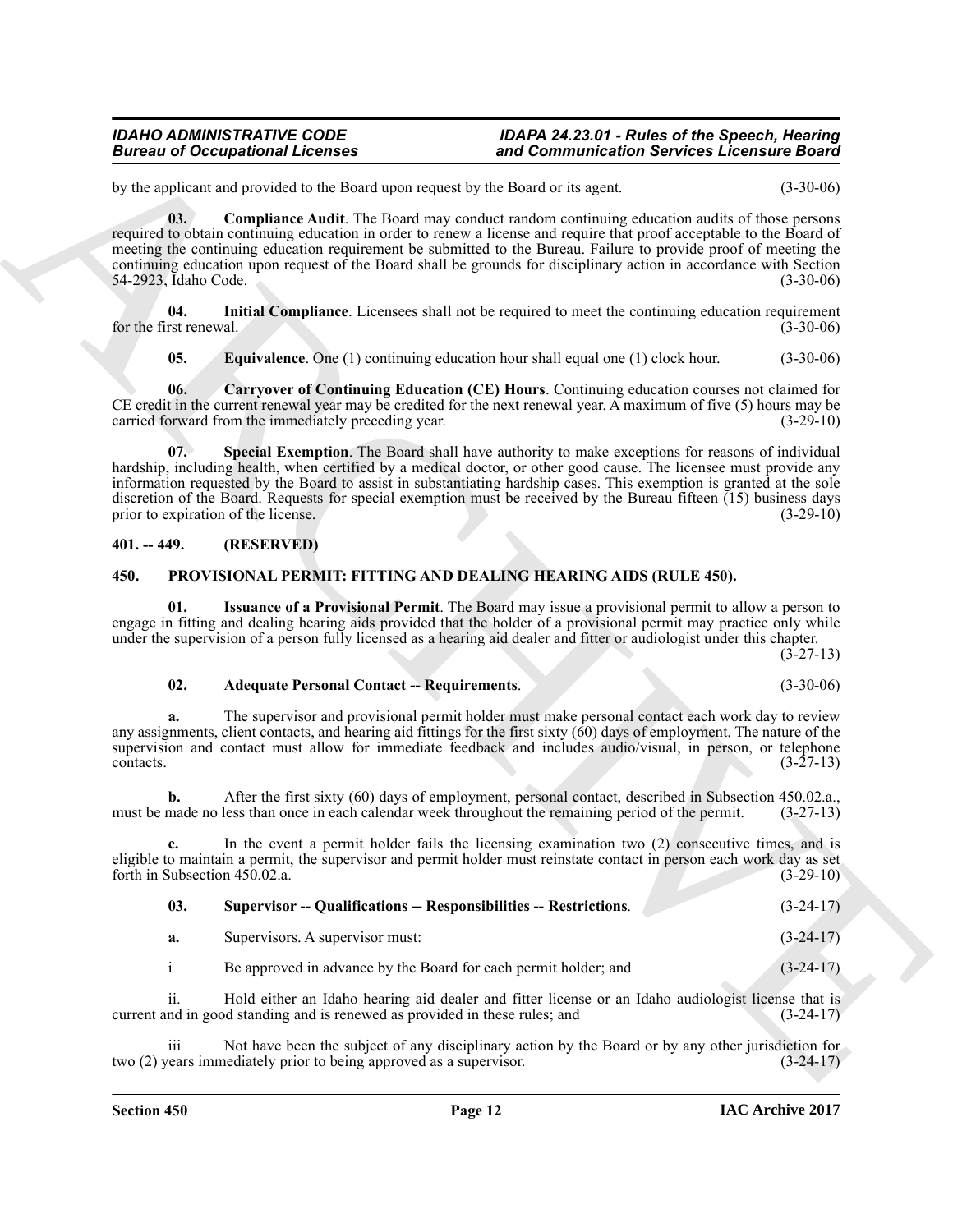by the applicant and provided to the Board upon request by the Board or its agent. (3-30-06)

**03. Compliance Audit**. The Board may conduct random continuing education audits of those persons required to obtain continuing education in order to renew a license and require that proof acceptable to the Board of meeting the continuing education requirement be submitted to the Bureau. Failure to provide proof of meeting the continuing education upon request of the Board shall be grounds for disciplinary action in accordance with Section 54-2923, Idaho Code. (3-30-06)

**04. Initial Compliance**. Licensees shall not be required to meet the continuing education requirement for the first renewal. (3-30-06)

**05. Equivalence**. One (1) continuing education hour shall equal one (1) clock hour. (3-30-06)

**06. Carryover of Continuing Education (CE) Hours**. Continuing education courses not claimed for CE credit in the current renewal year may be credited for the next renewal year. A maximum of five (5) hours may be carried forward from the immediately preceding year. (3-29-10)

**07. Special Exemption**. The Board shall have authority to make exceptions for reasons of individual hardship, including health, when certified by a medical doctor, or other good cause. The licensee must provide any information requested by the Board to assist in substantiating hardship cases. This exemption is granted at the sole discretion of the Board. Requests for special exemption must be received by the Bureau fifteen (15) business days prior to expiration of the license. (3-29-10)

## 401. -- 449. (RESERVED)

## 450. PROVISIONAL PERMIT: FITTING AND DEALING HEARING AIDS (RULE 450).

**01. Issuance of a Provisional Permit**. The Board may issue a provisional permit to allow a person to engage in fitting and dealing hearing aids provided that the holder of a provisional permit may practice only while under the supervision of a person fully licensed as a hearing aid dealer and fitter or audiologist under this chapter. (3-27-13)

**02. Adequate Personal Contact -- Requirements**. (3-30-06)

**a.** The supervisor and provisional permit holder must make personal contact each work day to review any assignments, client contacts, and hearing aid fittings for the first sixty (60) days of employment. The nature of the supervision and contact must allow for immediate feedback and includes audio/visual, in person, or telephone contacts. (3-27-13)

**b.** After the first sixty (60) days of employment, personal contact, described in Subsection 450.02.a., must be made no less than once in each calendar week throughout the remaining period of the permit. (3-27-13)

**c.** In the event a permit holder fails the licensing examination two (2) consecutive times, and is eligible to maintain a permit, the supervisor and permit holder must reinstate contact in person each work day as set forth in Subsection 450.02.a. (3-29-10)

**03. Supervisor -- Qualifications -- Responsibilities -- Restrictions**. (3-24-17)

**a.** Supervisors. A supervisor must: (3-24-17)

i Be approved in advance by the Board for each permit holder; and (3-24-17)

ii. Hold either an Idaho hearing aid dealer and fitter license or an Idaho audiologist license that is current and in good standing and is renewed as provided in these rules; and (3-24-17)

iii Not have been the subject of any disciplinary action by the Board or by any other jurisdiction for two (2) years immediately prior to being approved as a supervisor. (3-24-17)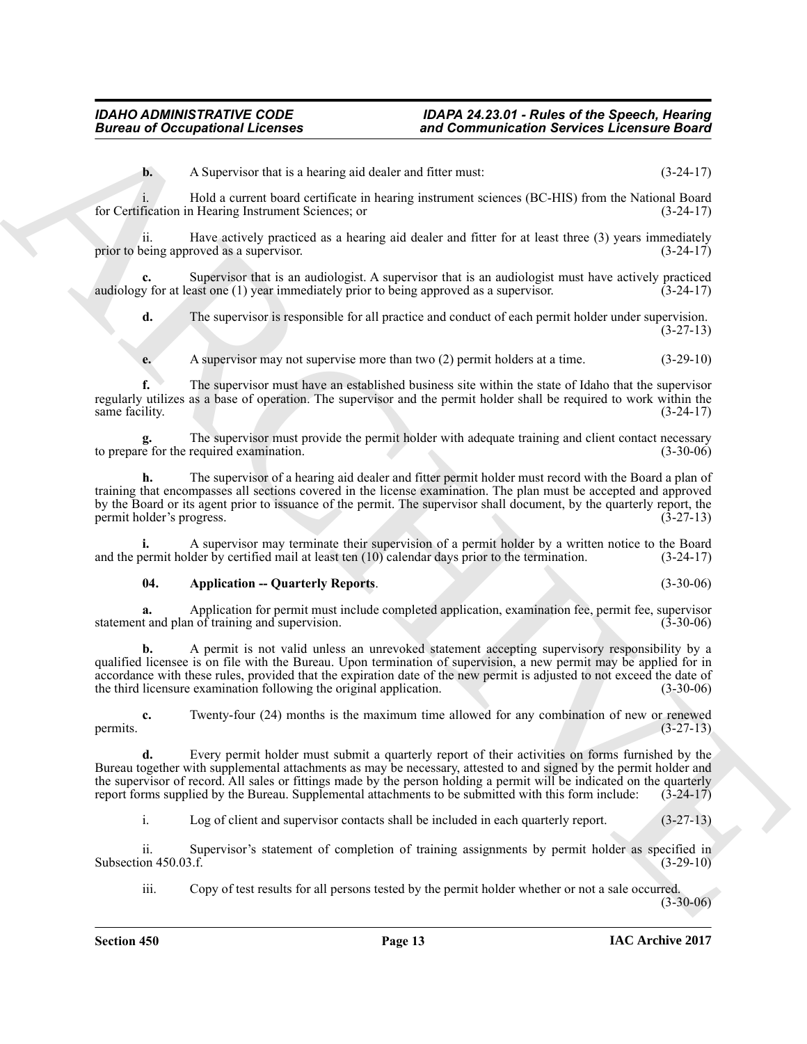**b.** A Supervisor that is a hearing aid dealer and fitter must: (3-24-17)

i. Hold a current board certificate in hearing instrument sciences (BC-HIS) from the National Board for Certification in Hearing Instrument Sciences; or (3-24-17)

ii. Have actively practiced as a hearing aid dealer and fitter for at least three (3) years immediately prior to being approved as a supervisor. (3-24-17)

**c.** Supervisor that is an audiologist. A supervisor that is an audiologist must have actively practiced audiology for at least one (1) year immediately prior to being approved as a supervisor. (3-24-17)

**d.** The supervisor is responsible for all practice and conduct of each permit holder under supervision. (3-27-13)

**e.** A supervisor may not supervise more than two (2) permit holders at a time. (3-29-10)

**f.** The supervisor must have an established business site within the state of Idaho that the supervisor regularly utilizes as a base of operation. The supervisor and the permit holder shall be required to work within the same facility. (3-24-17)

**g.** The supervisor must provide the permit holder with adequate training and client contact necessary to prepare for the required examination. (3-30-06)

**h.** The supervisor of a hearing aid dealer and fitter permit holder must record with the Board a plan of training that encompasses all sections covered in the license examination. The plan must be accepted and approved by the Board or its agent prior to issuance of the permit. The supervisor shall document, by the quarterly report, the permit holder's progress. (3-27-13)

**i.** A supervisor may terminate their supervision of a permit holder by a written notice to the Board and the permit holder by certified mail at least ten (10) calendar days prior to the termination. (3-24-17)

**04. Application -- Quarterly Reports**. (3-30-06)

**a.** Application for permit must include completed application, examination fee, permit fee, supervisor statement and plan of training and supervision. (3-30-06)

**b.** A permit is not valid unless an unrevoked statement accepting supervisory responsibility by a qualified licensee is on file with the Bureau. Upon termination of supervision, a new permit may be applied for in accordance with these rules, provided that the expiration date of the new permit is adjusted to not exceed the date of the third licensure examination following the original application. (3-30-06)

**c.** Twenty-four (24) months is the maximum time allowed for any combination of new or renewed permits. (3-27-13)

**d.** Every permit holder must submit a quarterly report of their activities on forms furnished by the Bureau together with supplemental attachments as may be necessary, attested to and signed by the permit holder and the supervisor of record. All sales or fittings made by the person holding a permit will be indicated on the quarterly report forms supplied by the Bureau. Supplemental attachments to be submitted with this form include: (3-24-17)

i. Log of client and supervisor contacts shall be included in each quarterly report. (3-27-13)

ii. Supervisor's statement of completion of training assignments by permit holder as specified in Subsection 450.03.f. (3-29-10)

iii. Copy of test results for all persons tested by the permit holder whether or not a sale occurred. (3-30-06)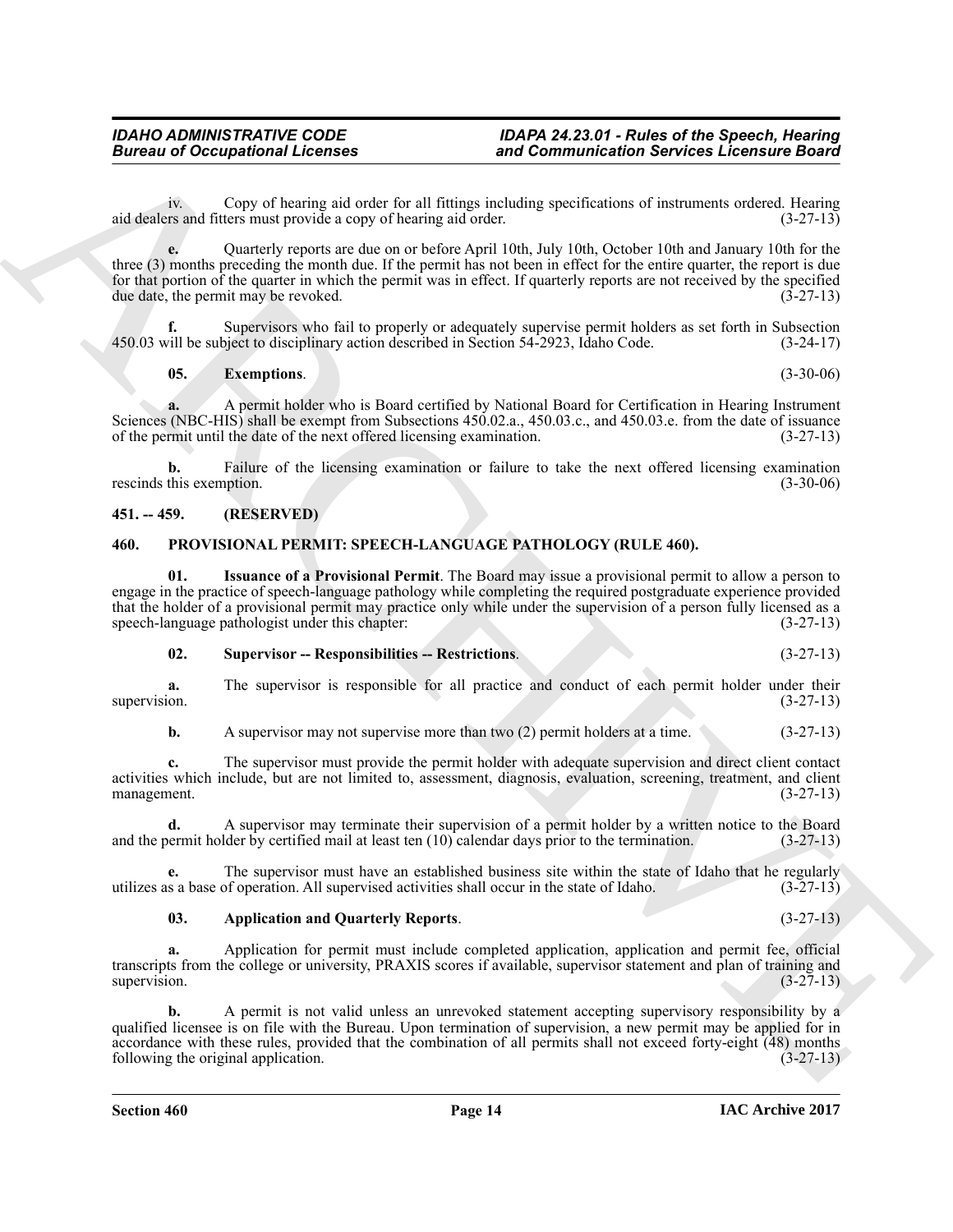iv. Copy of hearing aid order for all fittings including specifications of instruments ordered. Hearing aid dealers and fitters must provide a copy of hearing aid order. (3-27-13)

**e.** Quarterly reports are due on or before April 10th, July 10th, October 10th and January 10th for the three (3) months preceding the month due. If the permit has not been in effect for the entire quarter, the report is due for that portion of the quarter in which the permit was in effect. If quarterly reports are not received by the specified due date, the permit may be revoked. (3-27-13)

**f.** Supervisors who fail to properly or adequately supervise permit holders as set forth in Subsection 450.03 will be subject to disciplinary action described in Section 54-2923, Idaho Code. (3-24-17)

**05. Exemptions**. (3-30-06)

**a.** A permit holder who is Board certified by National Board for Certification in Hearing Instrument Sciences (NBC-HIS) shall be exempt from Subsections 450.02.a., 450.03.c., and 450.03.e. from the date of issuance of the permit until the date of the next offered licensing examination. (3-27-13)

**b.** Failure of the licensing examination or failure to take the next offered licensing examination rescinds this exemption. (3-30-06)

## 451. -- 459. (RESERVED)

## 460. PROVISIONAL PERMIT: SPEECH-LANGUAGE PATHOLOGY (RULE 460).

**01. Issuance of a Provisional Permit**. The Board may issue a provisional permit to allow a person to engage in the practice of speech-language pathology while completing the required postgraduate experience provided that the holder of a provisional permit may practice only while under the supervision of a person fully licensed as a speech-language pathologist under this chapter: (3-27-13)

**02. Supervisor -- Responsibilities -- Restrictions**. (3-27-13)

**a.** The supervisor is responsible for all practice and conduct of each permit holder under their supervision. (3-27-13)

**b.** A supervisor may not supervise more than two (2) permit holders at a time. (3-27-13)

**c.** The supervisor must provide the permit holder with adequate supervision and direct client contact activities which include, but are not limited to, assessment, diagnosis, evaluation, screening, treatment, and client management. (3-27-13)

**d.** A supervisor may terminate their supervision of a permit holder by a written notice to the Board and the permit holder by certified mail at least ten (10) calendar days prior to the termination. (3-27-13)

**e.** The supervisor must have an established business site within the state of Idaho that he regularly utilizes as a base of operation. All supervised activities shall occur in the state of Idaho. (3-27-13)

**03. Application and Quarterly Reports**. (3-27-13)

**a.** Application for permit must include completed application, application and permit fee, official transcripts from the college or university, PRAXIS scores if available, supervisor statement and plan of training and supervision. (3-27-13)

**b.** A permit is not valid unless an unrevoked statement accepting supervisory responsibility by a qualified licensee is on file with the Bureau. Upon termination of supervision, a new permit may be applied for in accordance with these rules, provided that the combination of all permits shall not exceed forty-eight (48) months following the original application. (3-27-13)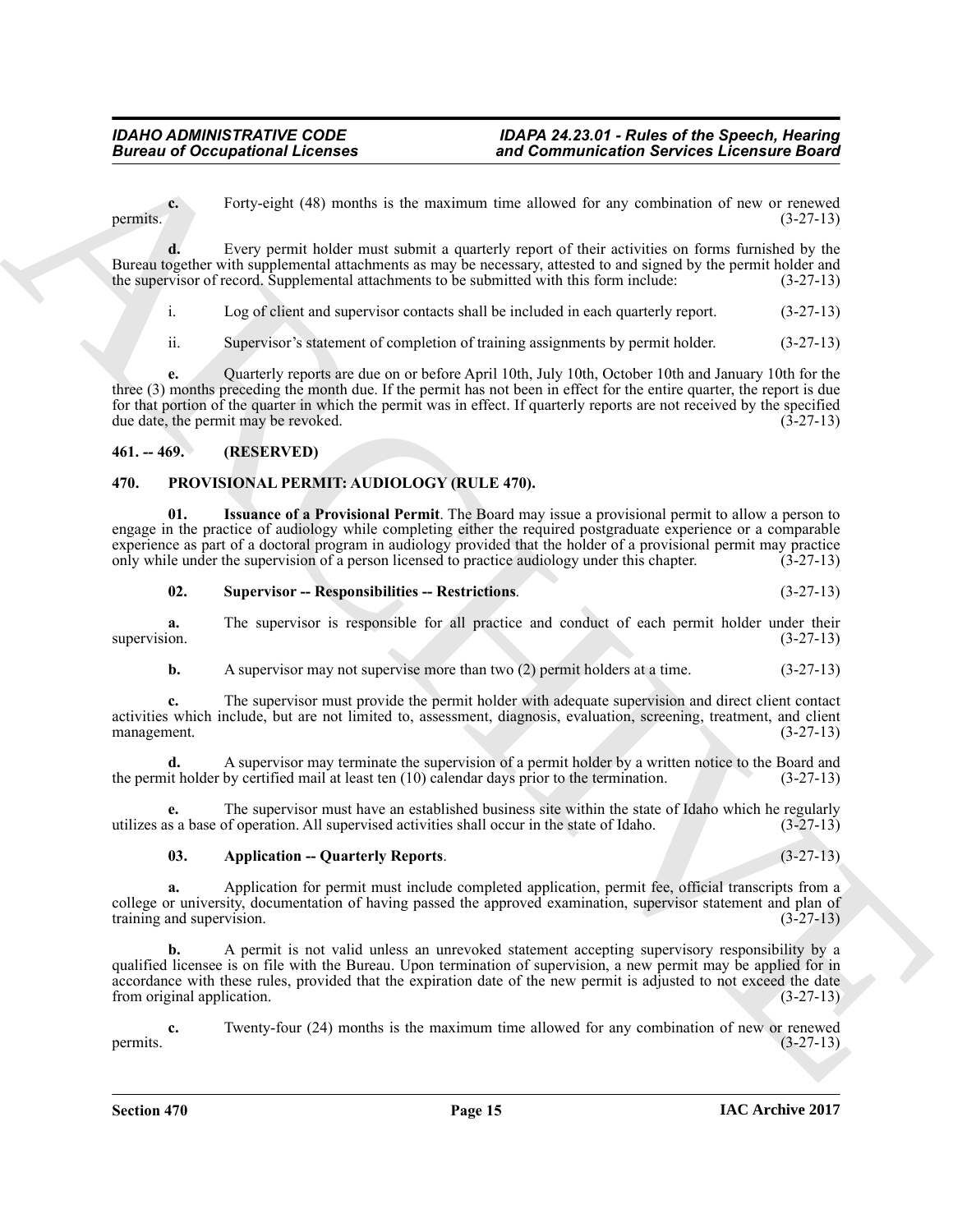**c.** Forty-eight (48) months is the maximum time allowed for any combination of new or renewed permits. (3-27-13)

**d.** Every permit holder must submit a quarterly report of their activities on forms furnished by the Bureau together with supplemental attachments as may be necessary, attested to and signed by the permit holder and the supervisor of record. Supplemental attachments to be submitted with this form include: (3-27-13)

i. Log of client and supervisor contacts shall be included in each quarterly report. (3-27-13)

ii. Supervisor's statement of completion of training assignments by permit holder. (3-27-13)

**e.** Quarterly reports are due on or before April 10th, July 10th, October 10th and January 10th for the three (3) months preceding the month due. If the permit has not been in effect for the entire quarter, the report is due for that portion of the quarter in which the permit was in effect. If quarterly reports are not received by the specified due date, the permit may be revoked. (3-27-13)

## 461. -- 469. (RESERVED)

## 470. PROVISIONAL PERMIT: AUDIOLOGY (RULE 470).

**01. Issuance of a Provisional Permit**. The Board may issue a provisional permit to allow a person to engage in the practice of audiology while completing either the required postgraduate experience or a comparable experience as part of a doctoral program in audiology provided that the holder of a provisional permit may practice only while under the supervision of a person licensed to practice audiology under this chapter. (3-27-13)

**02. Supervisor -- Responsibilities -- Restrictions**. (3-27-13)

**a.** The supervisor is responsible for all practice and conduct of each permit holder under their supervision. (3-27-13)

**b.** A supervisor may not supervise more than two (2) permit holders at a time. (3-27-13)

**c.** The supervisor must provide the permit holder with adequate supervision and direct client contact activities which include, but are not limited to, assessment, diagnosis, evaluation, screening, treatment, and client management. (3-27-13)

**d.** A supervisor may terminate the supervision of a permit holder by a written notice to the Board and the permit holder by certified mail at least ten (10) calendar days prior to the termination. (3-27-13)

**e.** The supervisor must have an established business site within the state of Idaho which he regularly utilizes as a base of operation. All supervised activities shall occur in the state of Idaho. (3-27-13)

**03. Application -- Quarterly Reports**. (3-27-13)

**a.** Application for permit must include completed application, permit fee, official transcripts from a college or university, documentation of having passed the approved examination, supervisor statement and plan of training and supervision. (3-27-13)

**b.** A permit is not valid unless an unrevoked statement accepting supervisory responsibility by a qualified licensee is on file with the Bureau. Upon termination of supervision, a new permit may be applied for in accordance with these rules, provided that the expiration date of the new permit is adjusted to not exceed the date from original application. (3-27-13)

**c.** Twenty-four (24) months is the maximum time allowed for any combination of new or renewed permits. (3-27-13)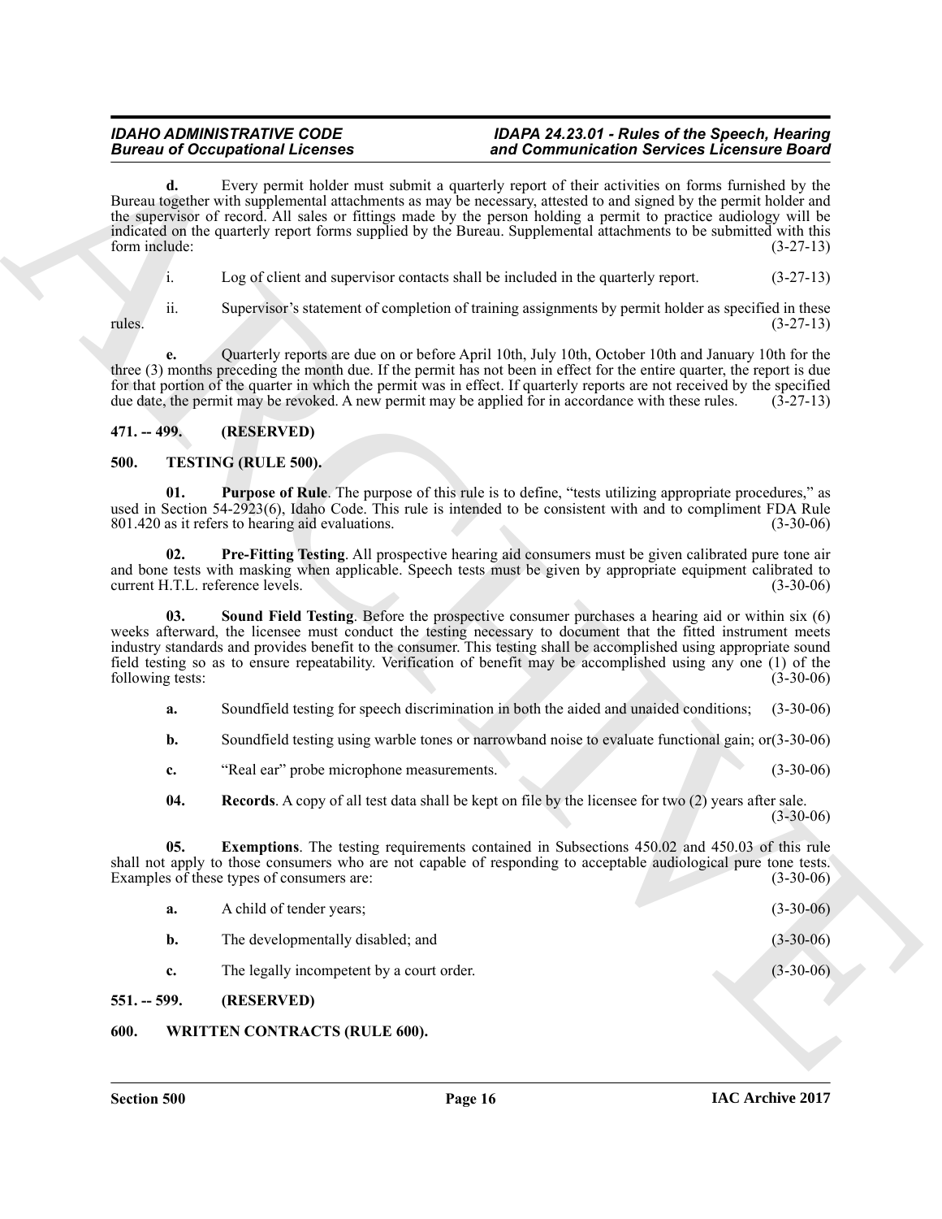**d.** Every permit holder must submit a quarterly report of their activities on forms furnished by the Bureau together with supplemental attachments as may be necessary, attested to and signed by the permit holder and the supervisor of record. All sales or fittings made by the person holding a permit to practice audiology will be indicated on the quarterly report forms supplied by the Bureau. Supplemental attachments to be submitted with this form include: (3-27-13)

i. Log of client and supervisor contacts shall be included in the quarterly report. (3-27-13)

ii. Supervisor's statement of completion of training assignments by permit holder as specified in these rules. (3-27-13)

**e.** Quarterly reports are due on or before April 10th, July 10th, October 10th and January 10th for the three (3) months preceding the month due. If the permit has not been in effect for the entire quarter, the report is due for that portion of the quarter in which the permit was in effect. If quarterly reports are not received by the specified due date, the permit may be revoked. A new permit may be applied for in accordance with these rules. (3-27-13)

## 471. -- 499. (RESERVED)

## 500. TESTING (RULE 500).

**01. Purpose of Rule**. The purpose of this rule is to define, "tests utilizing appropriate procedures," as used in Section 54-2923(6), Idaho Code. This rule is intended to be consistent with and to compliment FDA Rule 801.420 as it refers to hearing aid evaluations. (3-30-06)

**02. Pre-Fitting Testing**. All prospective hearing aid consumers must be given calibrated pure tone air and bone tests with masking when applicable. Speech tests must be given by appropriate equipment calibrated to current H.T.L. reference levels. (3-30-06)

**03. Sound Field Testing**. Before the prospective consumer purchases a hearing aid or within six (6) weeks afterward, the licensee must conduct the testing necessary to document that the fitted instrument meets industry standards and provides benefit to the consumer. This testing shall be accomplished using appropriate sound field testing so as to ensure repeatability. Verification of benefit may be accomplished using any one (1) of the following tests: (3-30-06)

**a.** Soundfield testing for speech discrimination in both the aided and unaided conditions; (3-30-06)

**b.** Soundfield testing using warble tones or narrowband noise to evaluate functional gain; or(3-30-06)

**c.** "Real ear" probe microphone measurements. (3-30-06)

**04. Records**. A copy of all test data shall be kept on file by the licensee for two (2) years after sale. (3-30-06)

**05. Exemptions**. The testing requirements contained in Subsections 450.02 and 450.03 of this rule shall not apply to those consumers who are not capable of responding to acceptable audiological pure tone tests. Examples of these types of consumers are: (3-30-06)

**a.** A child of tender years; (3-30-06)

**b.** The developmentally disabled; and (3-30-06)

**c.** The legally incompetent by a court order. (3-30-06)

## 551. -- 599. (RESERVED)

## 600. WRITTEN CONTRACTS (RULE 600).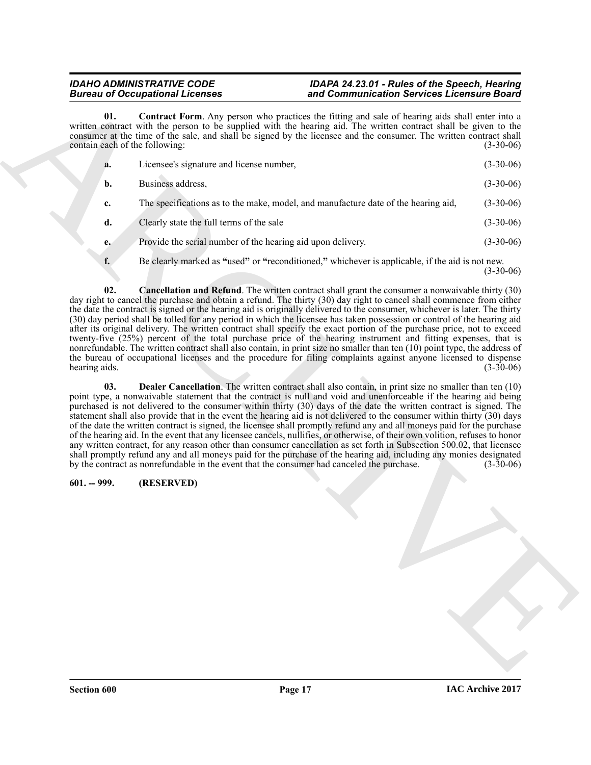**01. Contract Form**. Any person who practices the fitting and sale of hearing aids shall enter into a written contract with the person to be supplied with the hearing aid. The written contract shall be given to the consumer at the time of the sale, and shall be signed by the licensee and the consumer. The written contract shall contain each of the following: (3-30-06)

**a.** Licensee's signature and license number, (3-30-06)

**b.** Business address, (3-30-06)

**c.** The specifications as to the make, model, and manufacture date of the hearing aid, (3-30-06)

**d.** Clearly state the full terms of the sale (3-30-06)

**e.** Provide the serial number of the hearing aid upon delivery. (3-30-06)

**f.** Be clearly marked as **"**used**"** or **"**reconditioned,**"** whichever is applicable, if the aid is not new. (3-30-06)

**02. Cancellation and Refund**. The written contract shall grant the consumer a nonwaivable thirty (30) day right to cancel the purchase and obtain a refund. The thirty (30) day right to cancel shall commence from either the date the contract is signed or the hearing aid is originally delivered to the consumer, whichever is later. The thirty (30) day period shall be tolled for any period in which the licensee has taken possession or control of the hearing aid after its original delivery. The written contract shall specify the exact portion of the purchase price, not to exceed twenty-five (25%) percent of the total purchase price of the hearing instrument and fitting expenses, that is nonrefundable. The written contract shall also contain, in print size no smaller than ten (10) point type, the address of the bureau of occupational licenses and the procedure for filing complaints against anyone licensed to dispense hearing aids. (3-30-06)

**03. Dealer Cancellation**. The written contract shall also contain, in print size no smaller than ten (10) point type, a nonwaivable statement that the contract is null and void and unenforceable if the hearing aid being purchased is not delivered to the consumer within thirty (30) days of the date the written contract is signed. The statement shall also provide that in the event the hearing aid is not delivered to the consumer within thirty (30) days of the date the written contract is signed, the licensee shall promptly refund any and all moneys paid for the purchase of the hearing aid. In the event that any licensee cancels, nullifies, or otherwise, of their own volition, refuses to honor any written contract, for any reason other than consumer cancellation as set forth in Subsection 500.02, that licensee shall promptly refund any and all moneys paid for the purchase of the hearing aid, including any monies designated by the contract as nonrefundable in the event that the consumer had canceled the purchase. (3-30-06)

**601. -- 999. (RESERVED)**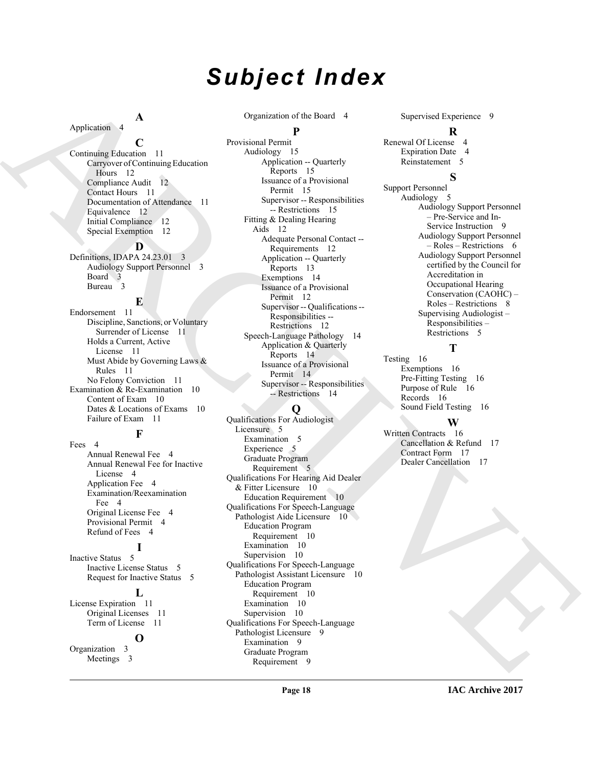# Subject Index

**A**

Application 4

**C**

Continuing Education 11
- Carryover of Continuing Education Hours 12
- Compliance Audit 12
- Contact Hours 11
- Documentation of Attendance 11
- Equivalence 12
- Initial Compliance 12
- Special Exemption 12

**D**

Definitions, IDAPA 24.23.01 3
- Audiology Support Personnel 3
- Board 3
- Bureau 3

**E**

Endorsement 11
- Discipline, Sanctions, or Voluntary Surrender of License 11
- Holds a Current, Active License 11
- Must Abide by Governing Laws & Rules 11
- No Felony Conviction 11

Examination & Re-Examination 10
- Content of Exam 10
- Dates & Locations of Exams 10
- Failure of Exam 11

**F**

Fees 4
- Annual Renewal Fee 4
- Annual Renewal Fee for Inactive License 4
- Application Fee 4
- Examination/Reexamination Fee 4
- Original License Fee 4
- Provisional Permit 4
- Refund of Fees 4

**I**

Inactive Status 5
- Inactive License Status 5
- Request for Inactive Status 5

**L**

License Expiration 11
- Original Licenses 11
- Term of License 11

**O**

Organization 3
- Meetings 3
- Organization of the Board 4

**P**

Provisional Permit
- Audiology 15
  - Application -- Quarterly Reports 15
  - Issuance of a Provisional Permit 15
  - Supervisor -- Responsibilities -- Restrictions 15
- Fitting & Dealing Hearing Aids 12
  - Adequate Personal Contact -- Requirements 12
  - Application -- Quarterly Reports 13
  - Exemptions 14
  - Issuance of a Provisional Permit 12
  - Supervisor -- Qualifications -- Responsibilities -- Restrictions 12
- Speech-Language Pathology 14
  - Application & Quarterly Reports 14
  - Issuance of a Provisional Permit 14
  - Supervisor -- Responsibilities -- Restrictions 14

**Q**

Qualifications For Audiologist Licensure 5
- Examination 5
- Experience 5
- Graduate Program Requirement 5

Qualifications For Hearing Aid Dealer & Fitter Licensure 10
- Education Requirement 10

Qualifications For Speech-Language Pathologist Aide Licensure 10
- Education Program Requirement 10
- Examination 10
- Supervision 10

Qualifications For Speech-Language Pathologist Assistant Licensure 10
- Education Program Requirement 10
- Examination 10
- Supervision 10

Qualifications For Speech-Language Pathologist Licensure 9
- Examination 9
- Graduate Program Requirement 9
- Supervised Experience 9

**R**

Renewal Of License 4
- Expiration Date 4
- Reinstatement 5

**S**

Support Personnel
- Audiology 5
  - Audiology Support Personnel – Pre-Service and In-Service Instruction 9
  - Audiology Support Personnel – Roles – Restrictions 6
  - Audiology Support Personnel certified by the Council for Accreditation in Occupational Hearing Conservation (CAOHC) – Roles – Restrictions 8
  - Supervising Audiologist – Responsibilities – Restrictions 5

**T**

Testing 16
- Exemptions 16
- Pre-Fitting Testing 16
- Purpose of Rule 16
- Records 16
- Sound Field Testing 16

**W**

Written Contracts 16
- Cancellation & Refund 17
- Contract Form 17
- Dealer Cancellation 17